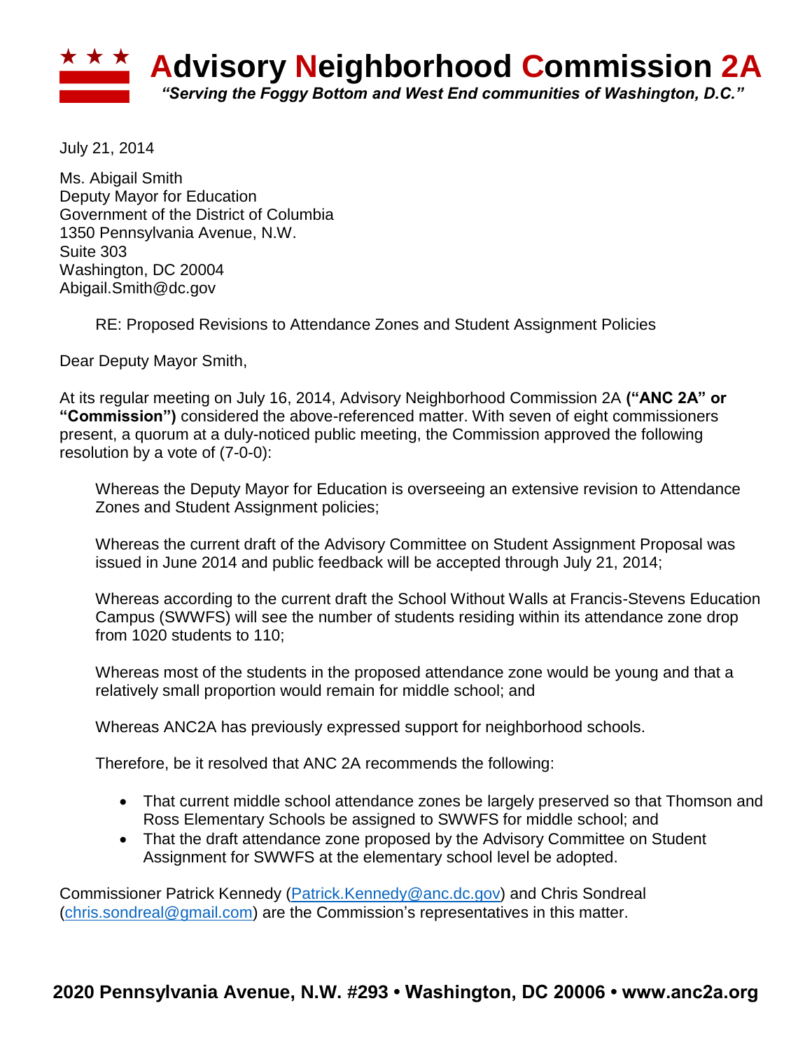# Advisory Neighborhood Commission 2A

*"Serving the Foggy Bottom and West End communities of Washington, D.C."*

July 21, 2014

Ms. Abigail Smith
Deputy Mayor for Education
Government of the District of Columbia
1350 Pennsylvania Avenue, N.W.
Suite 303
Washington, DC 20004
Abigail.Smith@dc.gov

RE: Proposed Revisions to Attendance Zones and Student Assignment Policies

Dear Deputy Mayor Smith,

At its regular meeting on July 16, 2014, Advisory Neighborhood Commission 2A **("ANC 2A" or "Commission")** considered the above-referenced matter. With seven of eight commissioners present, a quorum at a duly-noticed public meeting, the Commission approved the following resolution by a vote of (7-0-0):

> Whereas the Deputy Mayor for Education is overseeing an extensive revision to Attendance Zones and Student Assignment policies;
>
> Whereas the current draft of the Advisory Committee on Student Assignment Proposal was issued in June 2014 and public feedback will be accepted through July 21, 2014;
>
> Whereas according to the current draft the School Without Walls at Francis-Stevens Education Campus (SWWFS) will see the number of students residing within its attendance zone drop from 1020 students to 110;
>
> Whereas most of the students in the proposed attendance zone would be young and that a relatively small proportion would remain for middle school; and
>
> Whereas ANC2A has previously expressed support for neighborhood schools.
>
> Therefore, be it resolved that ANC 2A recommends the following:
>
> - That current middle school attendance zones be largely preserved so that Thomson and Ross Elementary Schools be assigned to SWWFS for middle school; and
> - That the draft attendance zone proposed by the Advisory Committee on Student Assignment for SWWFS at the elementary school level be adopted.

Commissioner Patrick Kennedy (Patrick.Kennedy@anc.dc.gov) and Chris Sondreal (chris.sondreal@gmail.com) are the Commission's representatives in this matter.

**2020 Pennsylvania Avenue, N.W. #293 • Washington, DC 20006 • www.anc2a.org**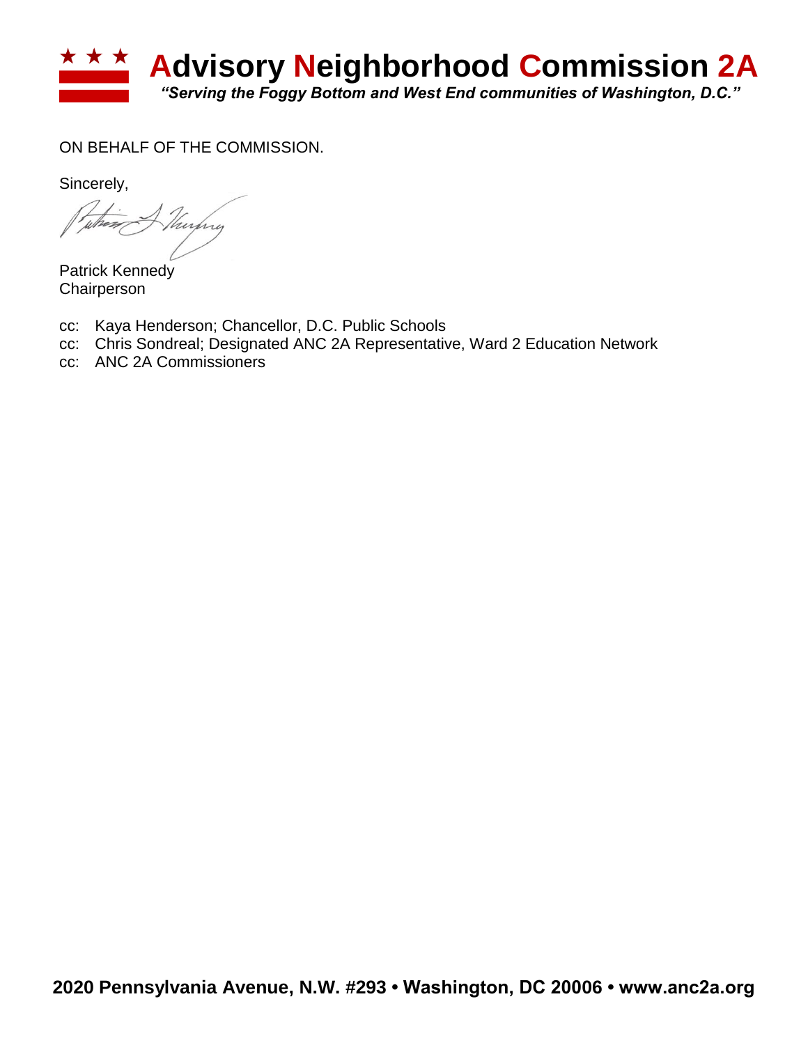ON BEHALF OF THE COMMISSION.

Sincerely,

Patrick Kennedy
Chairperson

cc: Kaya Henderson; Chancellor, D.C. Public Schools
cc: Chris Sondreal; Designated ANC 2A Representative, Ward 2 Education Network
cc: ANC 2A Commissioners